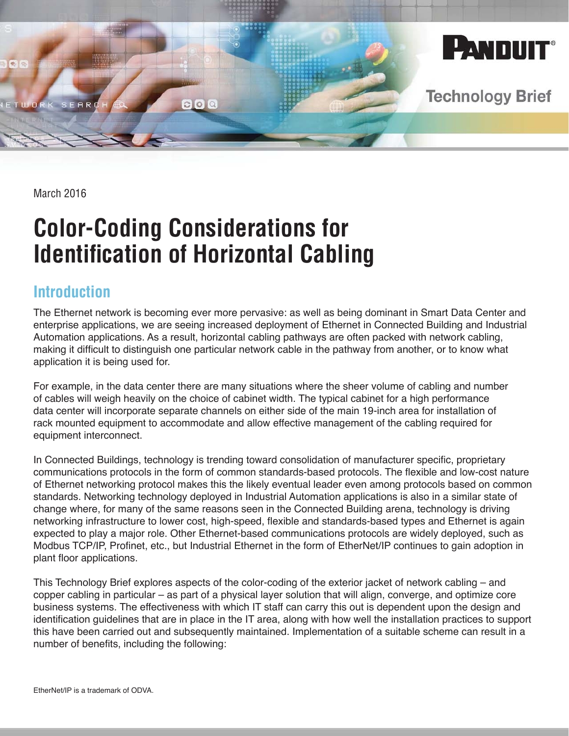March 2016

# Color-Coding Considerations for Identification of Horizontal Cabling

## Introduction

The Ethernet network is becoming ever more pervasive: as well as being dominant in Smart Data Center and enterprise applications, we are seeing increased deployment of Ethernet in Connected Building and Industrial Automation applications. As a result, horizontal cabling pathways are often packed with network cabling, making it difficult to distinguish one particular network cable in the pathway from another, or to know what application it is being used for.

For example, in the data center there are many situations where the sheer volume of cabling and number of cables will weigh heavily on the choice of cabinet width. The typical cabinet for a high performance data center will incorporate separate channels on either side of the main 19-inch area for installation of rack mounted equipment to accommodate and allow effective management of the cabling required for equipment interconnect.

In Connected Buildings, technology is trending toward consolidation of manufacturer specific, proprietary communications protocols in the form of common standards-based protocols. The flexible and low-cost nature of Ethernet networking protocol makes this the likely eventual leader even among protocols based on common standards. Networking technology deployed in Industrial Automation applications is also in a similar state of change where, for many of the same reasons seen in the Connected Building arena, technology is driving networking infrastructure to lower cost, high-speed, flexible and standards-based types and Ethernet is again expected to play a major role. Other Ethernet-based communications protocols are widely deployed, such as Modbus TCP/IP, Profinet, etc., but Industrial Ethernet in the form of EtherNet/IP continues to gain adoption in plant floor applications.

This Technology Brief explores aspects of the color-coding of the exterior jacket of network cabling – and copper cabling in particular – as part of a physical layer solution that will align, converge, and optimize core business systems. The effectiveness with which IT staff can carry this out is dependent upon the design and identification guidelines that are in place in the IT area, along with how well the installation practices to support this have been carried out and subsequently maintained. Implementation of a suitable scheme can result in a number of benefits, including the following:

EtherNet/IP is a trademark of ODVA.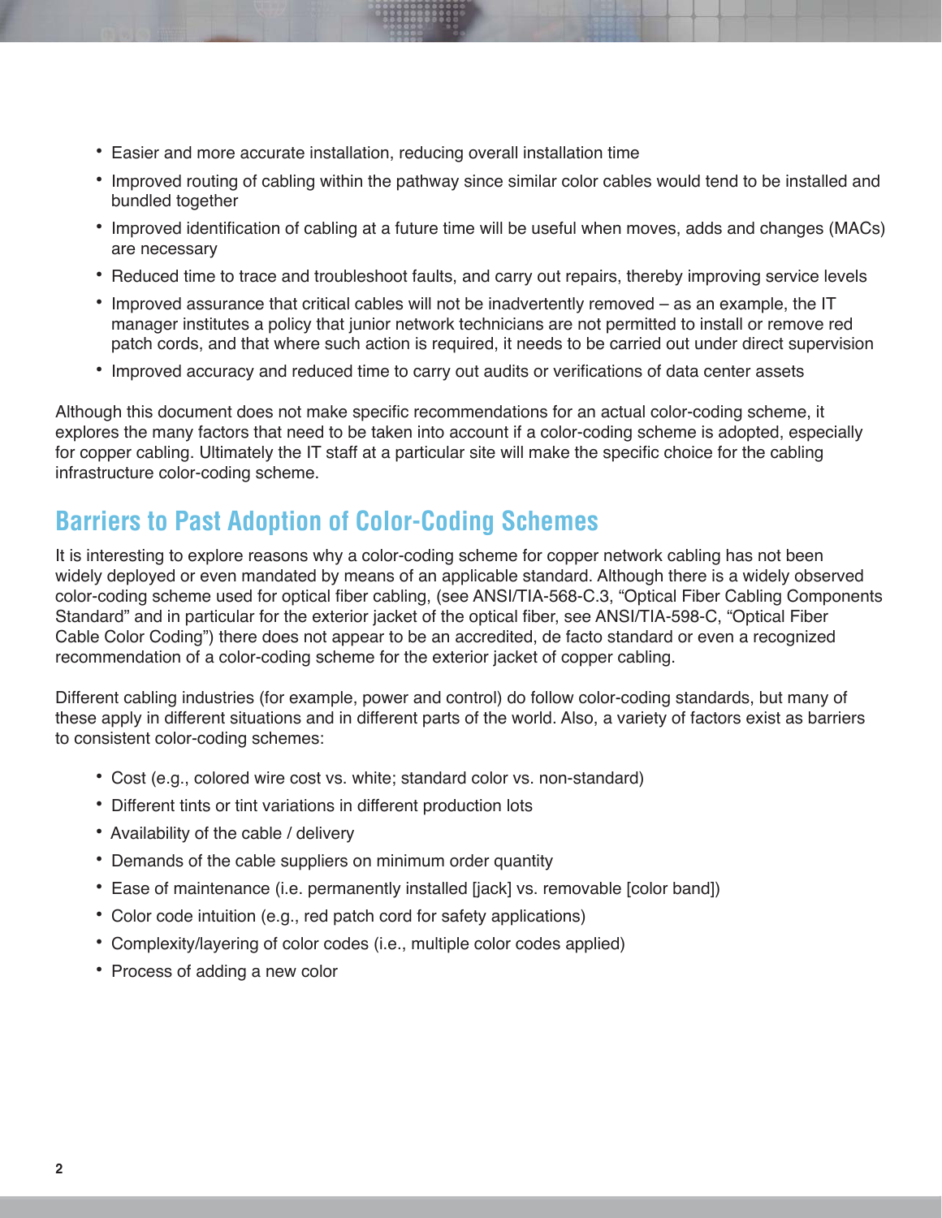- Easier and more accurate installation, reducing overall installation time
- Improved routing of cabling within the pathway since similar color cables would tend to be installed and bundled together
- Improved identification of cabling at a future time will be useful when moves, adds and changes (MACs) are necessary
- Reduced time to trace and troubleshoot faults, and carry out repairs, thereby improving service levels
- Improved assurance that critical cables will not be inadvertently removed – as an example, the IT manager institutes a policy that junior network technicians are not permitted to install or remove red patch cords, and that where such action is required, it needs to be carried out under direct supervision
- Improved accuracy and reduced time to carry out audits or verifications of data center assets

Although this document does not make specific recommendations for an actual color-coding scheme, it explores the many factors that need to be taken into account if a color-coding scheme is adopted, especially for copper cabling. Ultimately the IT staff at a particular site will make the specific choice for the cabling infrastructure color-coding scheme.

## Barriers to Past Adoption of Color-Coding Schemes

It is interesting to explore reasons why a color-coding scheme for copper network cabling has not been widely deployed or even mandated by means of an applicable standard. Although there is a widely observed color-coding scheme used for optical fiber cabling, (see ANSI/TIA-568-C.3, "Optical Fiber Cabling Components Standard" and in particular for the exterior jacket of the optical fiber, see ANSI/TIA-598-C, "Optical Fiber Cable Color Coding") there does not appear to be an accredited, de facto standard or even a recognized recommendation of a color-coding scheme for the exterior jacket of copper cabling.

Different cabling industries (for example, power and control) do follow color-coding standards, but many of these apply in different situations and in different parts of the world. Also, a variety of factors exist as barriers to consistent color-coding schemes:

- Cost (e.g., colored wire cost vs. white; standard color vs. non-standard)
- Different tints or tint variations in different production lots
- Availability of the cable / delivery
- Demands of the cable suppliers on minimum order quantity
- Ease of maintenance (i.e. permanently installed [jack] vs. removable [color band])
- Color code intuition (e.g., red patch cord for safety applications)
- Complexity/layering of color codes (i.e., multiple color codes applied)
- Process of adding a new color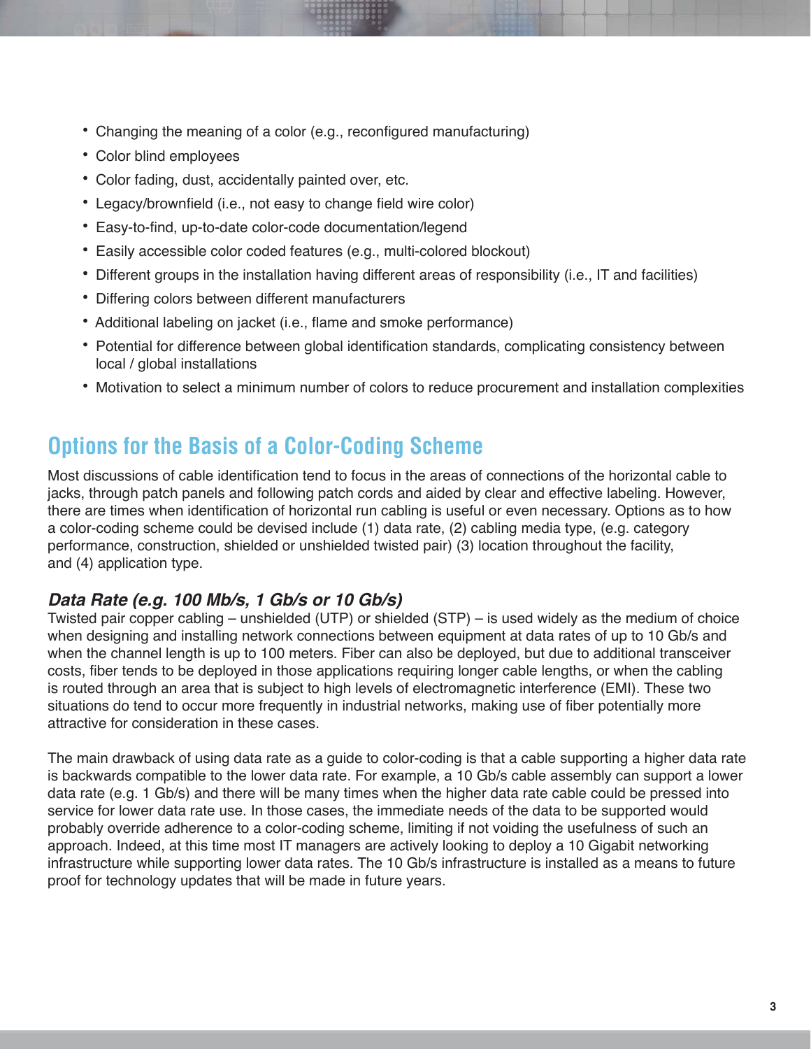- Changing the meaning of a color (e.g., reconfigured manufacturing)
- Color blind employees
- Color fading, dust, accidentally painted over, etc.
- Legacy/brownfield (i.e., not easy to change field wire color)
- Easy-to-find, up-to-date color-code documentation/legend
- Easily accessible color coded features (e.g., multi-colored blockout)
- Different groups in the installation having different areas of responsibility (i.e., IT and facilities)
- Differing colors between different manufacturers
- Additional labeling on jacket (i.e., flame and smoke performance)
- Potential for difference between global identification standards, complicating consistency between local / global installations
- Motivation to select a minimum number of colors to reduce procurement and installation complexities

## Options for the Basis of a Color-Coding Scheme

Most discussions of cable identification tend to focus in the areas of connections of the horizontal cable to jacks, through patch panels and following patch cords and aided by clear and effective labeling. However, there are times when identification of horizontal run cabling is useful or even necessary. Options as to how a color-coding scheme could be devised include (1) data rate, (2) cabling media type, (e.g. category performance, construction, shielded or unshielded twisted pair) (3) location throughout the facility, and (4) application type.

### *Data Rate (e.g. 100 Mb/s, 1 Gb/s or 10 Gb/s)*

Twisted pair copper cabling – unshielded (UTP) or shielded (STP) – is used widely as the medium of choice when designing and installing network connections between equipment at data rates of up to 10 Gb/s and when the channel length is up to 100 meters. Fiber can also be deployed, but due to additional transceiver costs, fiber tends to be deployed in those applications requiring longer cable lengths, or when the cabling is routed through an area that is subject to high levels of electromagnetic interference (EMI). These two situations do tend to occur more frequently in industrial networks, making use of fiber potentially more attractive for consideration in these cases.

The main drawback of using data rate as a guide to color-coding is that a cable supporting a higher data rate is backwards compatible to the lower data rate. For example, a 10 Gb/s cable assembly can support a lower data rate (e.g. 1 Gb/s) and there will be many times when the higher data rate cable could be pressed into service for lower data rate use. In those cases, the immediate needs of the data to be supported would probably override adherence to a color-coding scheme, limiting if not voiding the usefulness of such an approach. Indeed, at this time most IT managers are actively looking to deploy a 10 Gigabit networking infrastructure while supporting lower data rates. The 10 Gb/s infrastructure is installed as a means to future proof for technology updates that will be made in future years.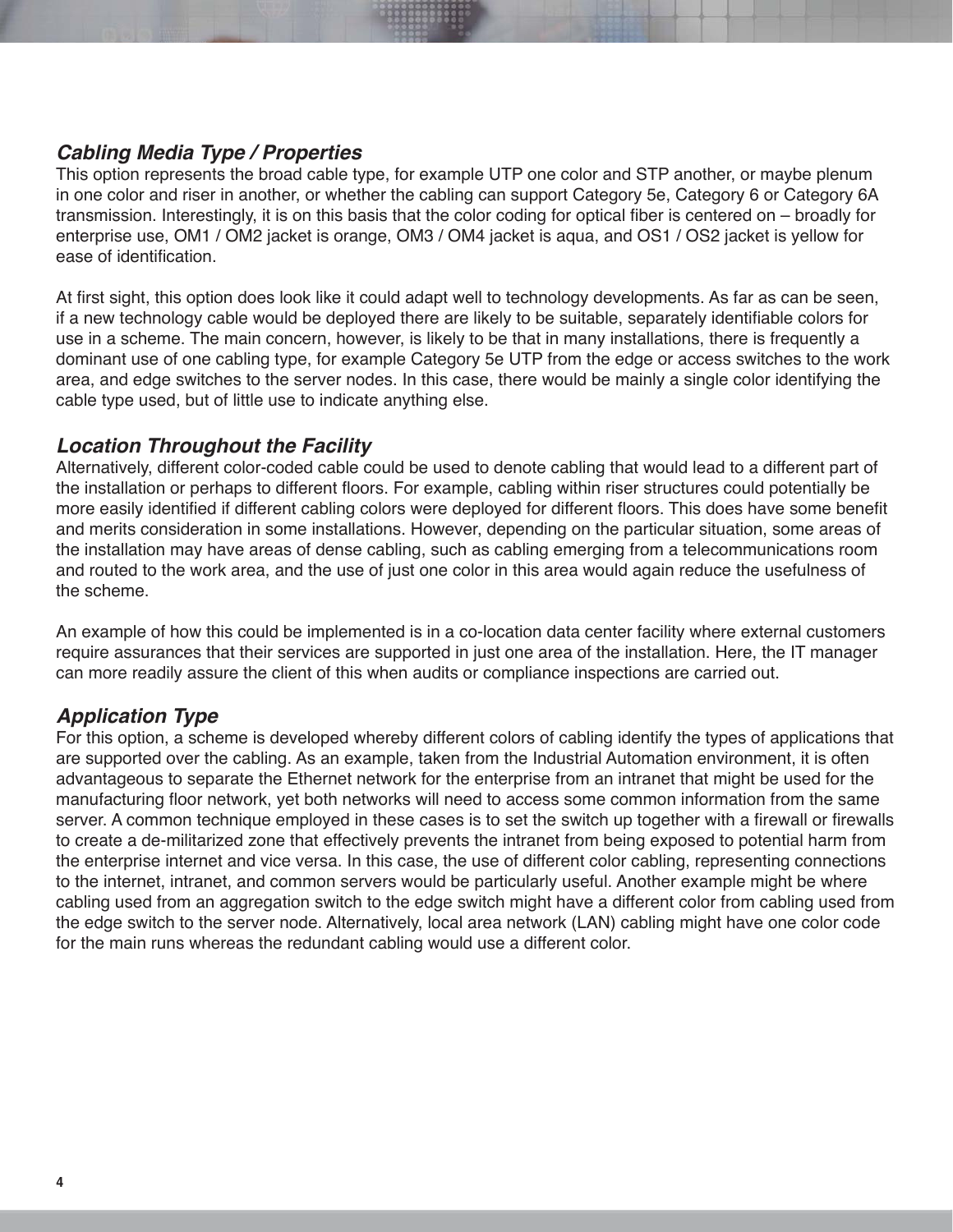### *Cabling Media Type / Properties*

This option represents the broad cable type, for example UTP one color and STP another, or maybe plenum in one color and riser in another, or whether the cabling can support Category 5e, Category 6 or Category 6A transmission. Interestingly, it is on this basis that the color coding for optical fiber is centered on – broadly for enterprise use, OM1 / OM2 jacket is orange, OM3 / OM4 jacket is aqua, and OS1 / OS2 jacket is yellow for ease of identification.

At first sight, this option does look like it could adapt well to technology developments. As far as can be seen, if a new technology cable would be deployed there are likely to be suitable, separately identifiable colors for use in a scheme. The main concern, however, is likely to be that in many installations, there is frequently a dominant use of one cabling type, for example Category 5e UTP from the edge or access switches to the work area, and edge switches to the server nodes. In this case, there would be mainly a single color identifying the cable type used, but of little use to indicate anything else.

### *Location Throughout the Facility*

Alternatively, different color-coded cable could be used to denote cabling that would lead to a different part of the installation or perhaps to different floors. For example, cabling within riser structures could potentially be more easily identified if different cabling colors were deployed for different floors. This does have some benefit and merits consideration in some installations. However, depending on the particular situation, some areas of the installation may have areas of dense cabling, such as cabling emerging from a telecommunications room and routed to the work area, and the use of just one color in this area would again reduce the usefulness of the scheme.

An example of how this could be implemented is in a co-location data center facility where external customers require assurances that their services are supported in just one area of the installation. Here, the IT manager can more readily assure the client of this when audits or compliance inspections are carried out.

### *Application Type*

For this option, a scheme is developed whereby different colors of cabling identify the types of applications that are supported over the cabling. As an example, taken from the Industrial Automation environment, it is often advantageous to separate the Ethernet network for the enterprise from an intranet that might be used for the manufacturing floor network, yet both networks will need to access some common information from the same server. A common technique employed in these cases is to set the switch up together with a firewall or firewalls to create a de-militarized zone that effectively prevents the intranet from being exposed to potential harm from the enterprise internet and vice versa. In this case, the use of different color cabling, representing connections to the internet, intranet, and common servers would be particularly useful. Another example might be where cabling used from an aggregation switch to the edge switch might have a different color from cabling used from the edge switch to the server node. Alternatively, local area network (LAN) cabling might have one color code for the main runs whereas the redundant cabling would use a different color.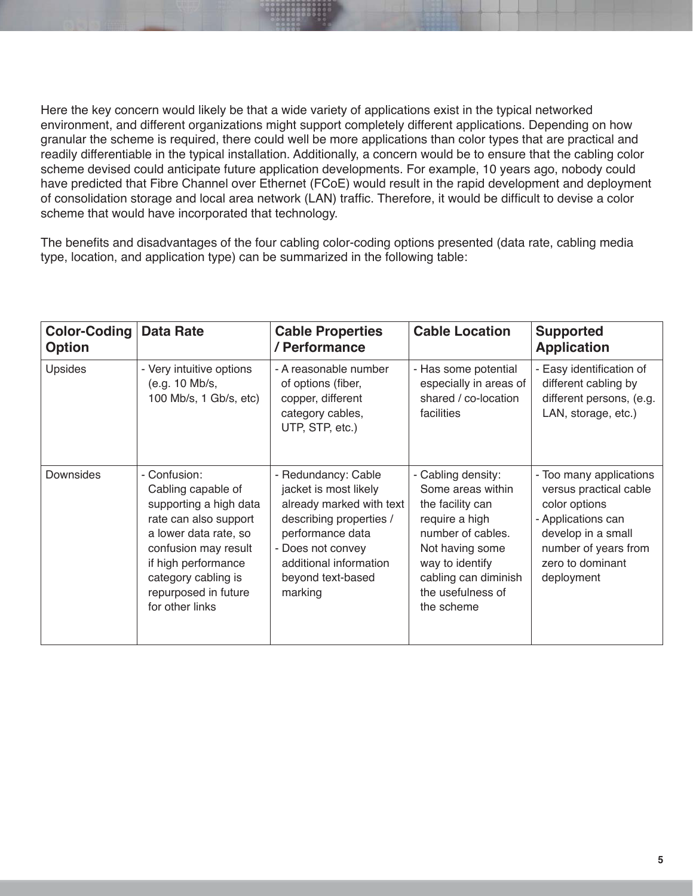Here the key concern would likely be that a wide variety of applications exist in the typical networked environment, and different organizations might support completely different applications. Depending on how granular the scheme is required, there could well be more applications than color types that are practical and readily differentiable in the typical installation. Additionally, a concern would be to ensure that the cabling color scheme devised could anticipate future application developments. For example, 10 years ago, nobody could have predicted that Fibre Channel over Ethernet (FCoE) would result in the rapid development and deployment of consolidation storage and local area network (LAN) traffic. Therefore, it would be difficult to devise a color scheme that would have incorporated that technology.

The benefits and disadvantages of the four cabling color-coding options presented (data rate, cabling media type, location, and application type) can be summarized in the following table:

| **Color-Coding Option** | **Data Rate** | **Cable Properties / Performance** | **Cable Location** | **Supported Application** |
|---|---|---|---|---|
| Upsides | - Very intuitive options (e.g. 10 Mb/s, 100 Mb/s, 1 Gb/s, etc) | - A reasonable number of options (fiber, copper, different category cables, UTP, STP, etc.) | - Has some potential especially in areas of shared / co-location facilities | - Easy identification of different cabling by different persons, (e.g. LAN, storage, etc.) |
| Downsides | - Confusion: Cabling capable of supporting a high data rate can also support a lower data rate, so confusion may result if high performance category cabling is repurposed in future for other links | - Redundancy: Cable jacket is most likely already marked with text describing properties / performance data<br>- Does not convey additional information beyond text-based marking | - Cabling density: Some areas within the facility can require a high number of cables. Not having some way to identify cabling can diminish the usefulness of the scheme | - Too many applications versus practical cable color options<br>- Applications can develop in a small number of years from zero to dominant deployment |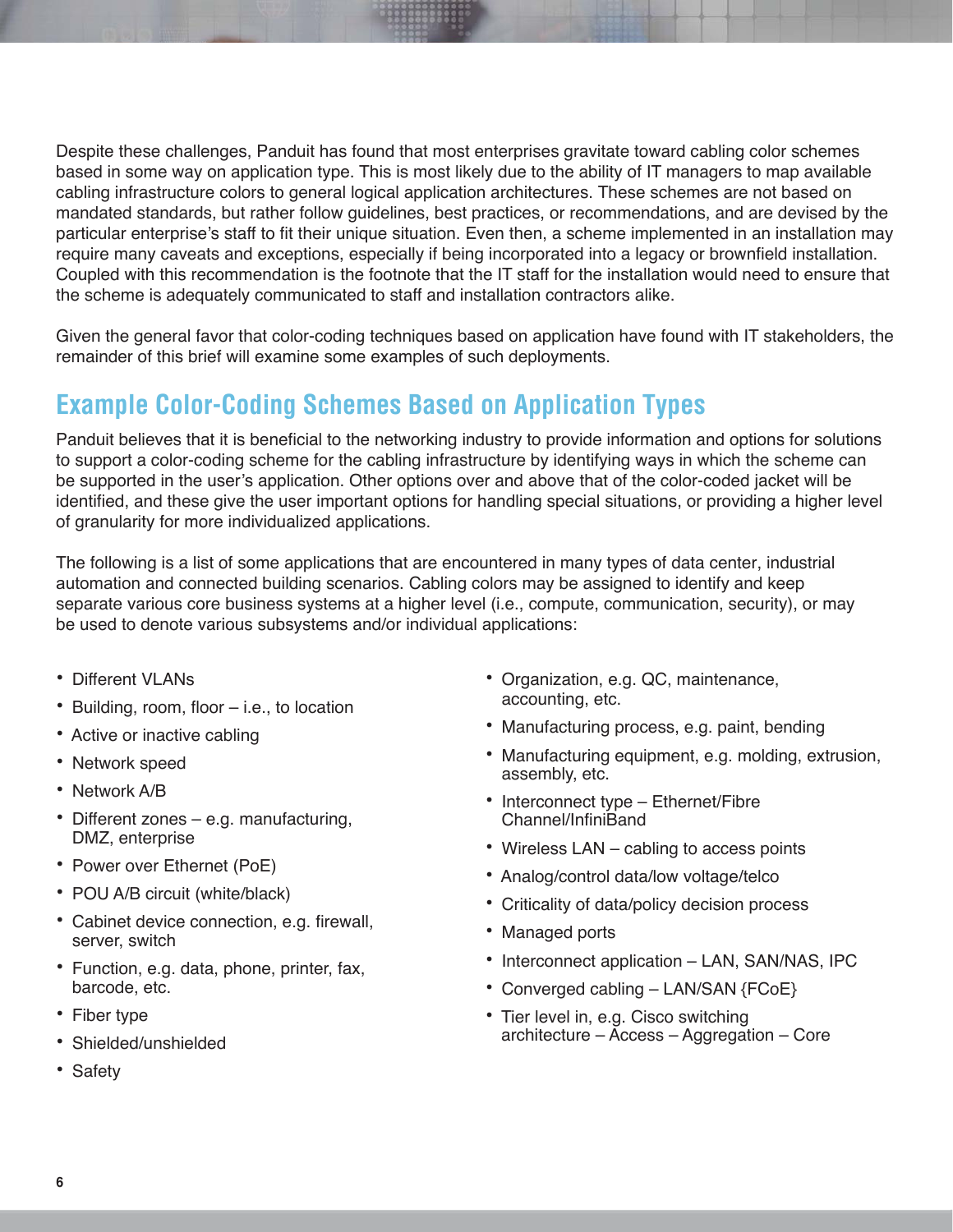Despite these challenges, Panduit has found that most enterprises gravitate toward cabling color schemes based in some way on application type. This is most likely due to the ability of IT managers to map available cabling infrastructure colors to general logical application architectures. These schemes are not based on mandated standards, but rather follow guidelines, best practices, or recommendations, and are devised by the particular enterprise's staff to fit their unique situation. Even then, a scheme implemented in an installation may require many caveats and exceptions, especially if being incorporated into a legacy or brownfield installation. Coupled with this recommendation is the footnote that the IT staff for the installation would need to ensure that the scheme is adequately communicated to staff and installation contractors alike.

Given the general favor that color-coding techniques based on application have found with IT stakeholders, the remainder of this brief will examine some examples of such deployments.

## Example Color-Coding Schemes Based on Application Types

Panduit believes that it is beneficial to the networking industry to provide information and options for solutions to support a color-coding scheme for the cabling infrastructure by identifying ways in which the scheme can be supported in the user's application. Other options over and above that of the color-coded jacket will be identified, and these give the user important options for handling special situations, or providing a higher level of granularity for more individualized applications.

The following is a list of some applications that are encountered in many types of data center, industrial automation and connected building scenarios. Cabling colors may be assigned to identify and keep separate various core business systems at a higher level (i.e., compute, communication, security), or may be used to denote various subsystems and/or individual applications:

- Different VLANs
- Building, room, floor – i.e., to location
- Active or inactive cabling
- Network speed
- Network A/B
- Different zones – e.g. manufacturing, DMZ, enterprise
- Power over Ethernet (PoE)
- POU A/B circuit (white/black)
- Cabinet device connection, e.g. firewall, server, switch
- Function, e.g. data, phone, printer, fax, barcode, etc.
- Fiber type
- Shielded/unshielded
- Safety
- Organization, e.g. QC, maintenance, accounting, etc.
- Manufacturing process, e.g. paint, bending
- Manufacturing equipment, e.g. molding, extrusion, assembly, etc.
- Interconnect type – Ethernet/Fibre Channel/InfiniBand
- Wireless LAN – cabling to access points
- Analog/control data/low voltage/telco
- Criticality of data/policy decision process
- Managed ports
- Interconnect application – LAN, SAN/NAS, IPC
- Converged cabling – LAN/SAN {FCoE}
- Tier level in, e.g. Cisco switching architecture – Access – Aggregation – Core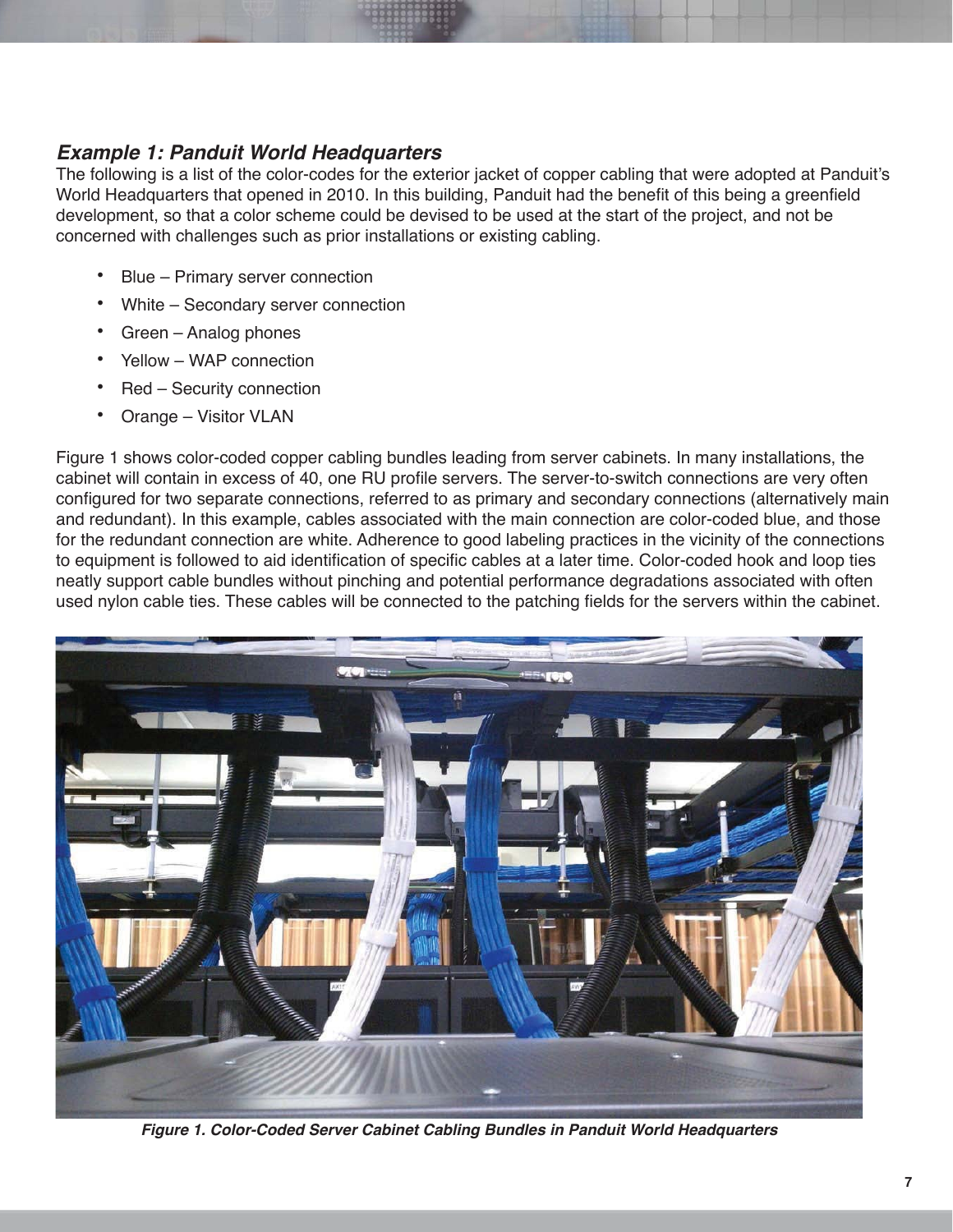### *Example 1: Panduit World Headquarters*

The following is a list of the color-codes for the exterior jacket of copper cabling that were adopted at Panduit's World Headquarters that opened in 2010. In this building, Panduit had the benefit of this being a greenfield development, so that a color scheme could be devised to be used at the start of the project, and not be concerned with challenges such as prior installations or existing cabling.

- Blue – Primary server connection
- White – Secondary server connection
- Green – Analog phones
- Yellow – WAP connection
- Red – Security connection
- Orange – Visitor VLAN

Figure 1 shows color-coded copper cabling bundles leading from server cabinets. In many installations, the cabinet will contain in excess of 40, one RU profile servers. The server-to-switch connections are very often configured for two separate connections, referred to as primary and secondary connections (alternatively main and redundant). In this example, cables associated with the main connection are color-coded blue, and those for the redundant connection are white. Adherence to good labeling practices in the vicinity of the connections to equipment is followed to aid identification of specific cables at a later time. Color-coded hook and loop ties neatly support cable bundles without pinching and potential performance degradations associated with often used nylon cable ties. These cables will be connected to the patching fields for the servers within the cabinet.

***Figure 1. Color-Coded Server Cabinet Cabling Bundles in Panduit World Headquarters***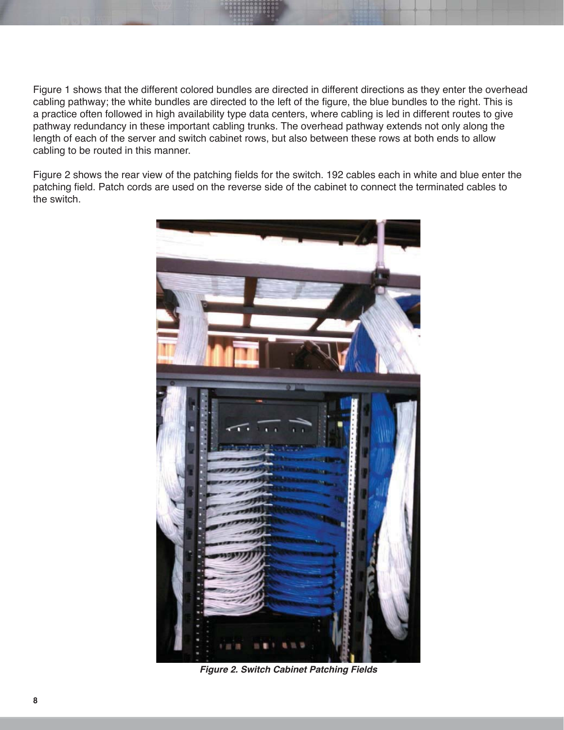Figure 1 shows that the different colored bundles are directed in different directions as they enter the overhead cabling pathway; the white bundles are directed to the left of the figure, the blue bundles to the right. This is a practice often followed in high availability type data centers, where cabling is led in different routes to give pathway redundancy in these important cabling trunks. The overhead pathway extends not only along the length of each of the server and switch cabinet rows, but also between these rows at both ends to allow cabling to be routed in this manner.

Figure 2 shows the rear view of the patching fields for the switch. 192 cables each in white and blue enter the patching field. Patch cords are used on the reverse side of the cabinet to connect the terminated cables to the switch.

***Figure 2. Switch Cabinet Patching Fields***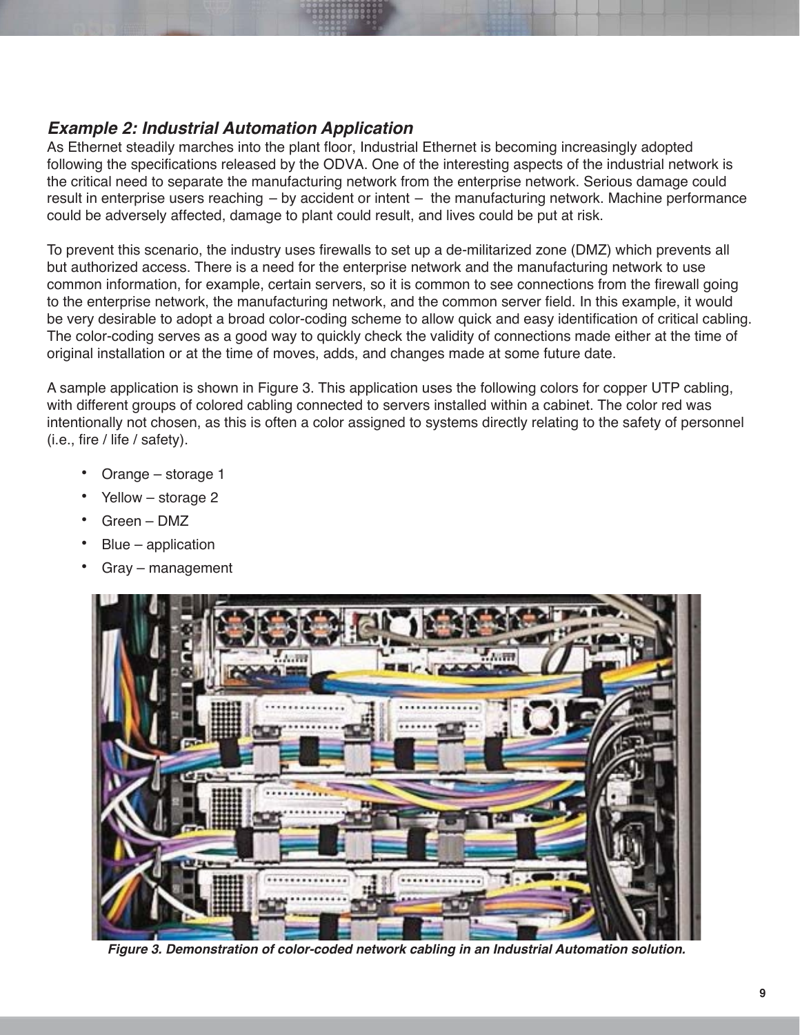### *Example 2: Industrial Automation Application*

As Ethernet steadily marches into the plant floor, Industrial Ethernet is becoming increasingly adopted following the specifications released by the ODVA. One of the interesting aspects of the industrial network is the critical need to separate the manufacturing network from the enterprise network. Serious damage could result in enterprise users reaching – by accident or intent – the manufacturing network. Machine performance could be adversely affected, damage to plant could result, and lives could be put at risk.

To prevent this scenario, the industry uses firewalls to set up a de-militarized zone (DMZ) which prevents all but authorized access. There is a need for the enterprise network and the manufacturing network to use common information, for example, certain servers, so it is common to see connections from the firewall going to the enterprise network, the manufacturing network, and the common server field. In this example, it would be very desirable to adopt a broad color-coding scheme to allow quick and easy identification of critical cabling. The color-coding serves as a good way to quickly check the validity of connections made either at the time of original installation or at the time of moves, adds, and changes made at some future date.

A sample application is shown in Figure 3. This application uses the following colors for copper UTP cabling, with different groups of colored cabling connected to servers installed within a cabinet. The color red was intentionally not chosen, as this is often a color assigned to systems directly relating to the safety of personnel (i.e., fire / life / safety).

- Orange – storage 1
- Yellow – storage 2
- Green – DMZ
- Blue – application
- Gray – management

***Figure 3. Demonstration of color-coded network cabling in an Industrial Automation solution.***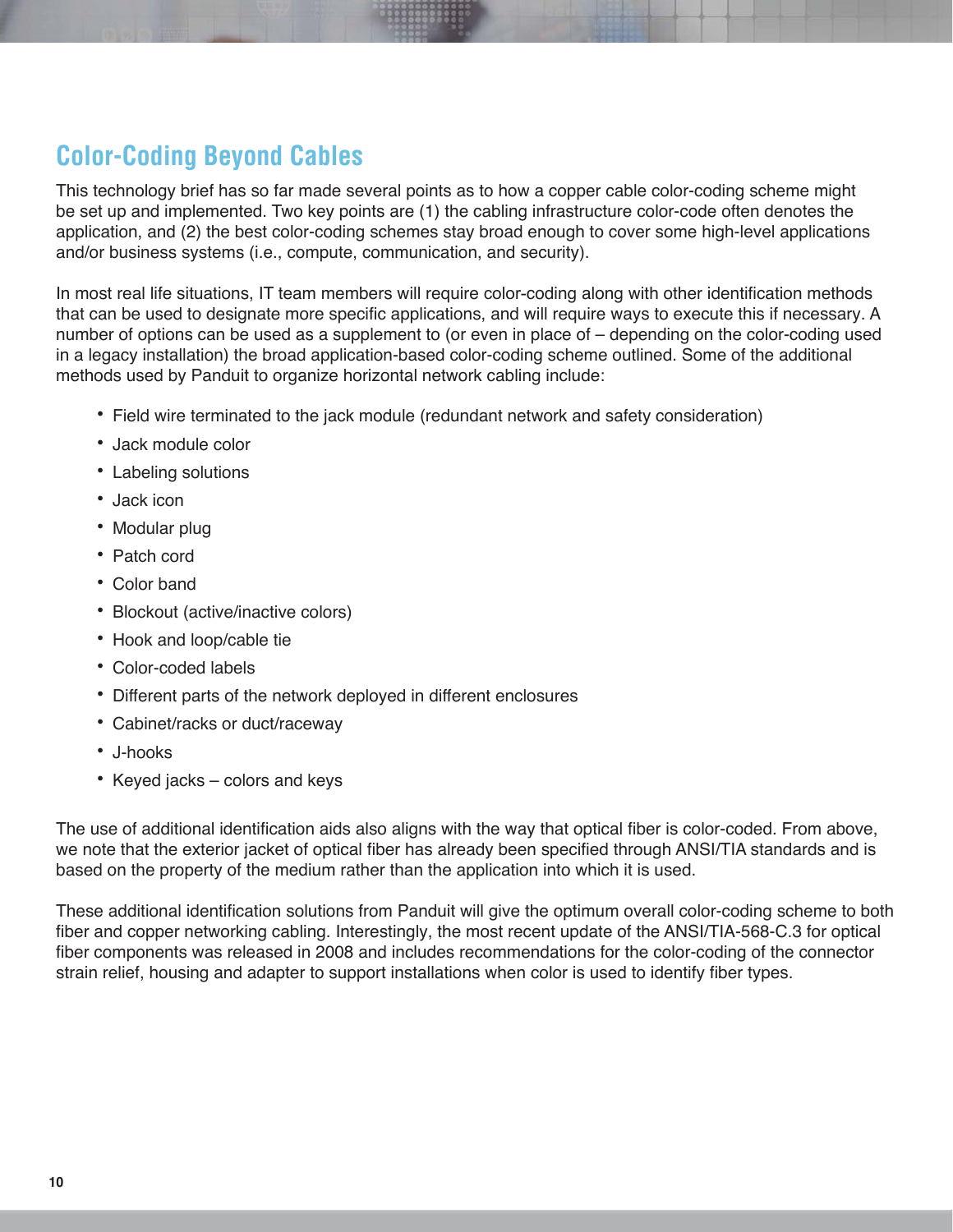## Color-Coding Beyond Cables

This technology brief has so far made several points as to how a copper cable color-coding scheme might be set up and implemented. Two key points are (1) the cabling infrastructure color-code often denotes the application, and (2) the best color-coding schemes stay broad enough to cover some high-level applications and/or business systems (i.e., compute, communication, and security).

In most real life situations, IT team members will require color-coding along with other identification methods that can be used to designate more specific applications, and will require ways to execute this if necessary. A number of options can be used as a supplement to (or even in place of – depending on the color-coding used in a legacy installation) the broad application-based color-coding scheme outlined. Some of the additional methods used by Panduit to organize horizontal network cabling include:

- Field wire terminated to the jack module (redundant network and safety consideration)
- Jack module color
- Labeling solutions
- Jack icon
- Modular plug
- Patch cord
- Color band
- Blockout (active/inactive colors)
- Hook and loop/cable tie
- Color-coded labels
- Different parts of the network deployed in different enclosures
- Cabinet/racks or duct/raceway
- J-hooks
- Keyed jacks – colors and keys

The use of additional identification aids also aligns with the way that optical fiber is color-coded. From above, we note that the exterior jacket of optical fiber has already been specified through ANSI/TIA standards and is based on the property of the medium rather than the application into which it is used.

These additional identification solutions from Panduit will give the optimum overall color-coding scheme to both fiber and copper networking cabling. Interestingly, the most recent update of the ANSI/TIA-568-C.3 for optical fiber components was released in 2008 and includes recommendations for the color-coding of the connector strain relief, housing and adapter to support installations when color is used to identify fiber types.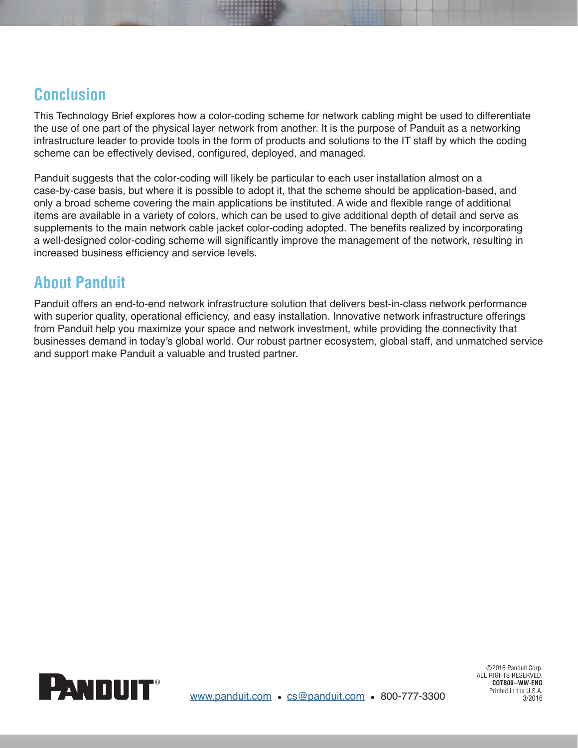## Conclusion

This Technology Brief explores how a color-coding scheme for network cabling might be used to differentiate the use of one part of the physical layer network from another. It is the purpose of Panduit as a networking infrastructure leader to provide tools in the form of products and solutions to the IT staff by which the coding scheme can be effectively devised, configured, deployed, and managed.

Panduit suggests that the color-coding will likely be particular to each user installation almost on a case-by-case basis, but where it is possible to adopt it, that the scheme should be application-based, and only a broad scheme covering the main applications be instituted. A wide and flexible range of additional items are available in a variety of colors, which can be used to give additional depth of detail and serve as supplements to the main network cable jacket color-coding adopted. The benefits realized by incorporating a well-designed color-coding scheme will significantly improve the management of the network, resulting in increased business efficiency and service levels.

## About Panduit

Panduit offers an end-to-end network infrastructure solution that delivers best-in-class network performance with superior quality, operational efficiency, and easy installation. Innovative network infrastructure offerings from Panduit help you maximize your space and network investment, while providing the connectivity that businesses demand in today's global world. Our robust partner ecosystem, global staff, and unmatched service and support make Panduit a valuable and trusted partner.

PANDUIT®

www.panduit.com • cs@panduit.com • 800-777-3300

©2016 Panduit Corp.
ALL RIGHTS RESERVED.
**COTB09--WW-ENG**
Printed in the U.S.A.
3/2016